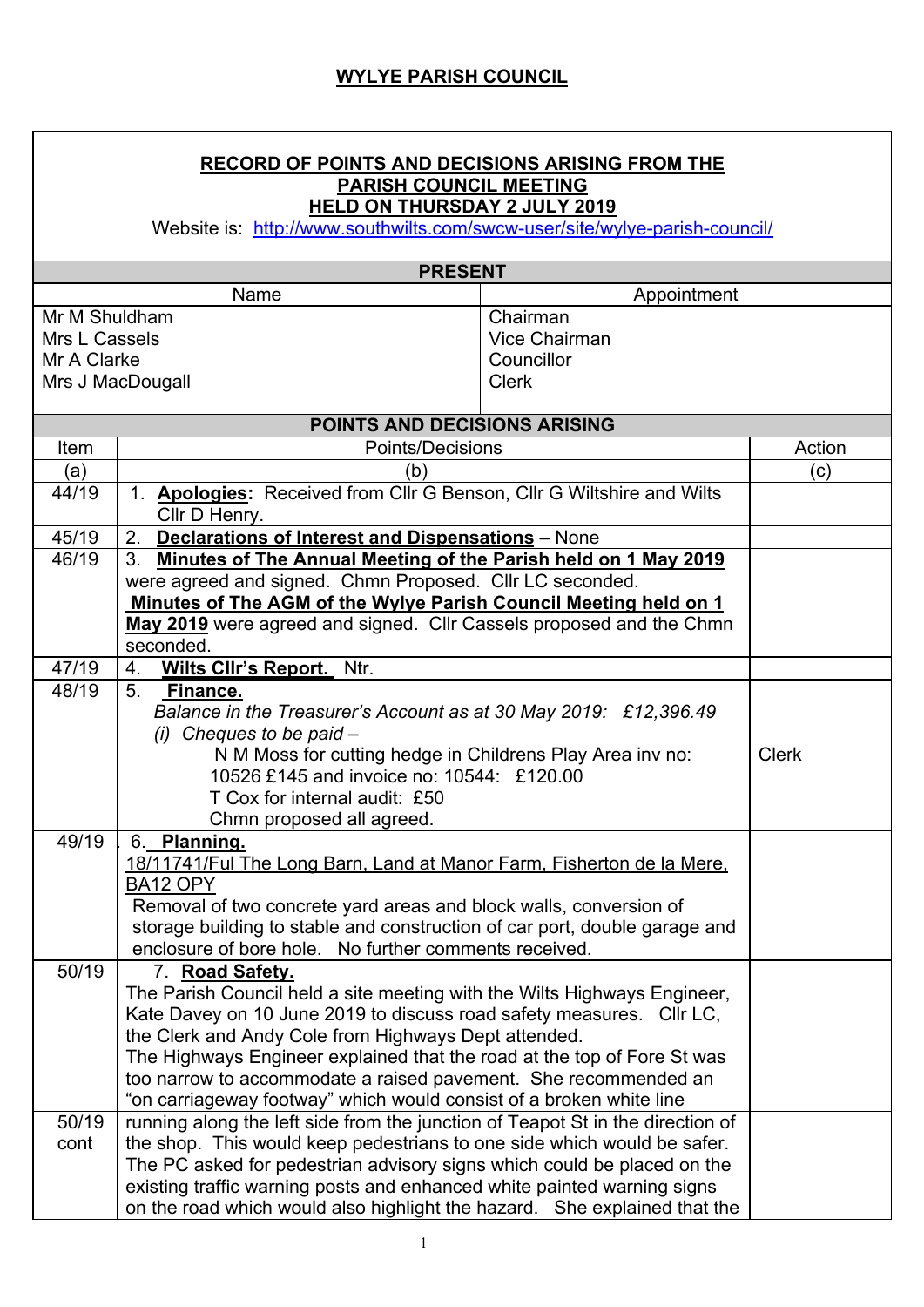# WYLYE PARISH COUNCIL

**RECORD OF POINTS AND DECISIONS ARISING FROM THE PARISH COUNCIL MEETING HELD ON THURSDAY 2 JULY 2019**

Website is: http://www.southwilts.com/swcw-user/site/wylye-parish-council/

**PRESENT**

| Name | Appointment |
|---|---|
| Mr M Shuldham | Chairman |
| Mrs L Cassels | Vice Chairman |
| Mr A Clarke | Councillor |
| Mrs J MacDougall | Clerk |

**POINTS AND DECISIONS ARISING**

| Item | Points/Decisions | Action |
|---|---|---|
| (a) | (b) | (c) |
| 44/19 | 1. **Apologies:** Received from Cllr G Benson, Cllr G Wiltshire and Wilts Cllr D Henry. | |
| 45/19 | 2. **Declarations of Interest and Dispensations** – None | |
| 46/19 | 3. **Minutes of The Annual Meeting of the Parish held on 1 May 2019** were agreed and signed. Chmn Proposed. Cllr LC seconded. **Minutes of The AGM of the Wylye Parish Council Meeting held on 1 May 2019** were agreed and signed. Cllr Cassels proposed and the Chmn seconded. | |
| 47/19 | 4. **Wilts Cllr's Report.** Ntr. | |
| 48/19 | 5. **Finance.** *Balance in the Treasurer's Account as at 30 May 2019: £12,396.49* *(i) Cheques to be paid –* N M Moss for cutting hedge in Childrens Play Area inv no: 10526 £145 and invoice no: 10544: £120.00 T Cox for internal audit: £50 Chmn proposed all agreed. | Clerk |
| 49/19 | 6. **Planning.** 18/11741/Ful The Long Barn, Land at Manor Farm, Fisherton de la Mere, BA12 OPY Removal of two concrete yard areas and block walls, conversion of storage building to stable and construction of car port, double garage and enclosure of bore hole. No further comments received. | |
| 50/19 | 7. **Road Safety.** The Parish Council held a site meeting with the Wilts Highways Engineer, Kate Davey on 10 June 2019 to discuss road safety measures. Cllr LC, the Clerk and Andy Cole from Highways Dept attended. The Highways Engineer explained that the road at the top of Fore St was too narrow to accommodate a raised pavement. She recommended an "on carriageway footway" which would consist of a broken white line | |
| 50/19 cont | running along the left side from the junction of Teapot St in the direction of the shop. This would keep pedestrians to one side which would be safer. The PC asked for pedestrian advisory signs which could be placed on the existing traffic warning posts and enhanced white painted warning signs on the road which would also highlight the hazard. She explained that the | |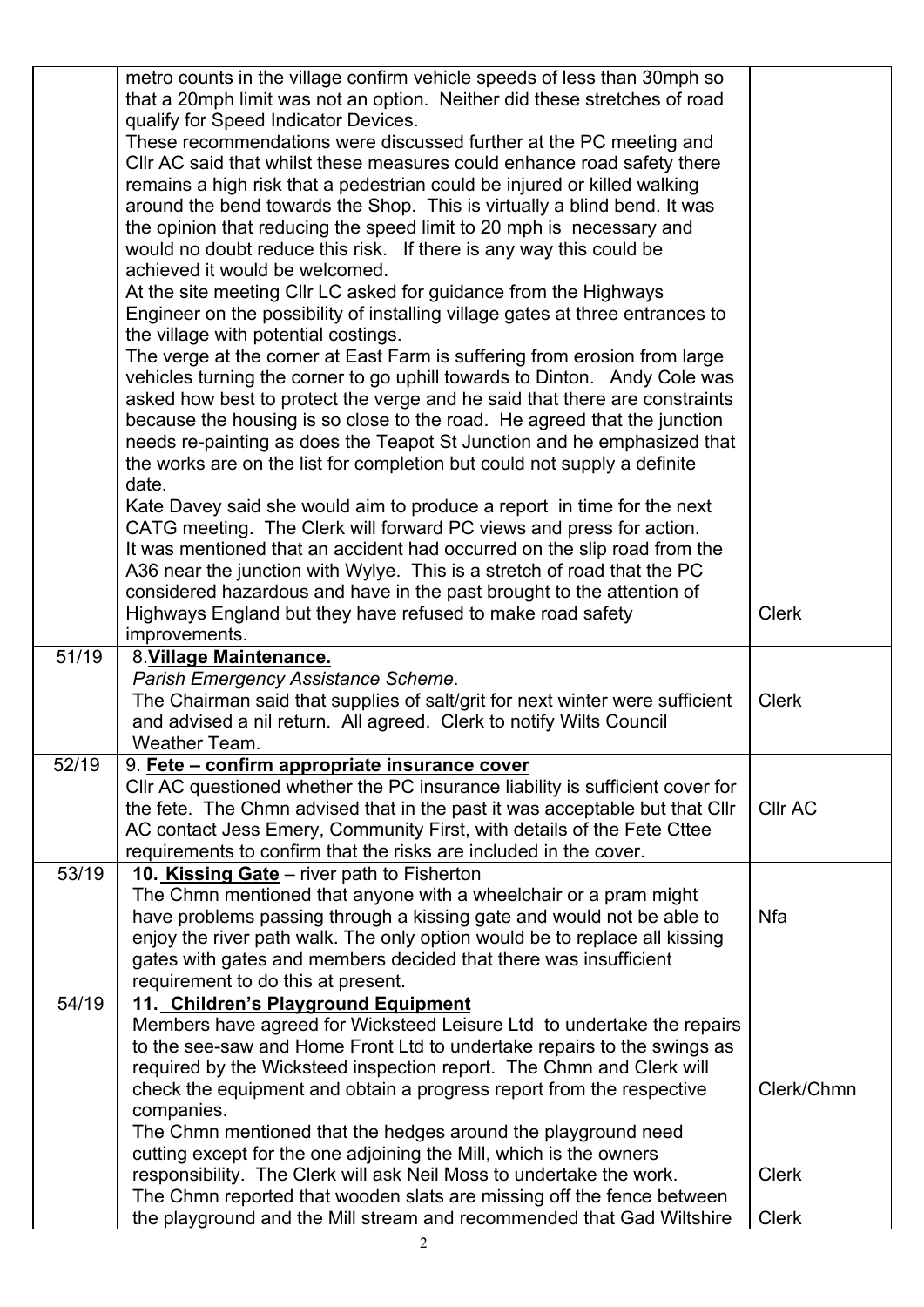| | | |
|---|---|---|
| | metro counts in the village confirm vehicle speeds of less than 30mph so that a 20mph limit was not an option. Neither did these stretches of road qualify for Speed Indicator Devices.<br>These recommendations were discussed further at the PC meeting and Cllr AC said that whilst these measures could enhance road safety there remains a high risk that a pedestrian could be injured or killed walking around the bend towards the Shop. This is virtually a blind bend. It was the opinion that reducing the speed limit to 20 mph is necessary and would no doubt reduce this risk. If there is any way this could be achieved it would be welcomed.<br>At the site meeting Cllr LC asked for guidance from the Highways Engineer on the possibility of installing village gates at three entrances to the village with potential costings.<br>The verge at the corner at East Farm is suffering from erosion from large vehicles turning the corner to go uphill towards to Dinton. Andy Cole was asked how best to protect the verge and he said that there are constraints because the housing is so close to the road. He agreed that the junction needs re-painting as does the Teapot St Junction and he emphasized that the works are on the list for completion but could not supply a definite date.<br>Kate Davey said she would aim to produce a report in time for the next CATG meeting. The Clerk will forward PC views and press for action.<br>It was mentioned that an accident had occurred on the slip road from the A36 near the junction with Wylye. This is a stretch of road that the PC considered hazardous and have in the past brought to the attention of Highways England but they have refused to make road safety improvements. | Clerk |
| 51/19 | 8. **<u>Village Maintenance.</u>**<br>*Parish Emergency Assistance Scheme.*<br>The Chairman said that supplies of salt/grit for next winter were sufficient and advised a nil return. All agreed. Clerk to notify Wilts Council Weather Team. | Clerk |
| 52/19 | 9. **<u>Fete – confirm appropriate insurance cover</u>**<br>Cllr AC questioned whether the PC insurance liability is sufficient cover for the fete. The Chmn advised that in the past it was acceptable but that Cllr AC contact Jess Emery, Community First, with details of the Fete Cttee requirements to confirm that the risks are included in the cover. | Cllr AC |
| 53/19 | **10. <u>Kissing Gate</u>** – river path to Fisherton<br>The Chmn mentioned that anyone with a wheelchair or a pram might have problems passing through a kissing gate and would not be able to enjoy the river path walk. The only option would be to replace all kissing gates with gates and members decided that there was insufficient requirement to do this at present. | Nfa |
| 54/19 | **11. <u>Children's Playground Equipment</u>**<br>Members have agreed for Wicksteed Leisure Ltd to undertake the repairs to the see-saw and Home Front Ltd to undertake repairs to the swings as required by the Wicksteed inspection report. The Chmn and Clerk will check the equipment and obtain a progress report from the respective companies.<br>The Chmn mentioned that the hedges around the playground need cutting except for the one adjoining the Mill, which is the owners responsibility. The Clerk will ask Neil Moss to undertake the work.<br>The Chmn reported that wooden slats are missing off the fence between the playground and the Mill stream and recommended that Gad Wiltshire | Clerk/Chmn<br><br>Clerk<br><br>Clerk |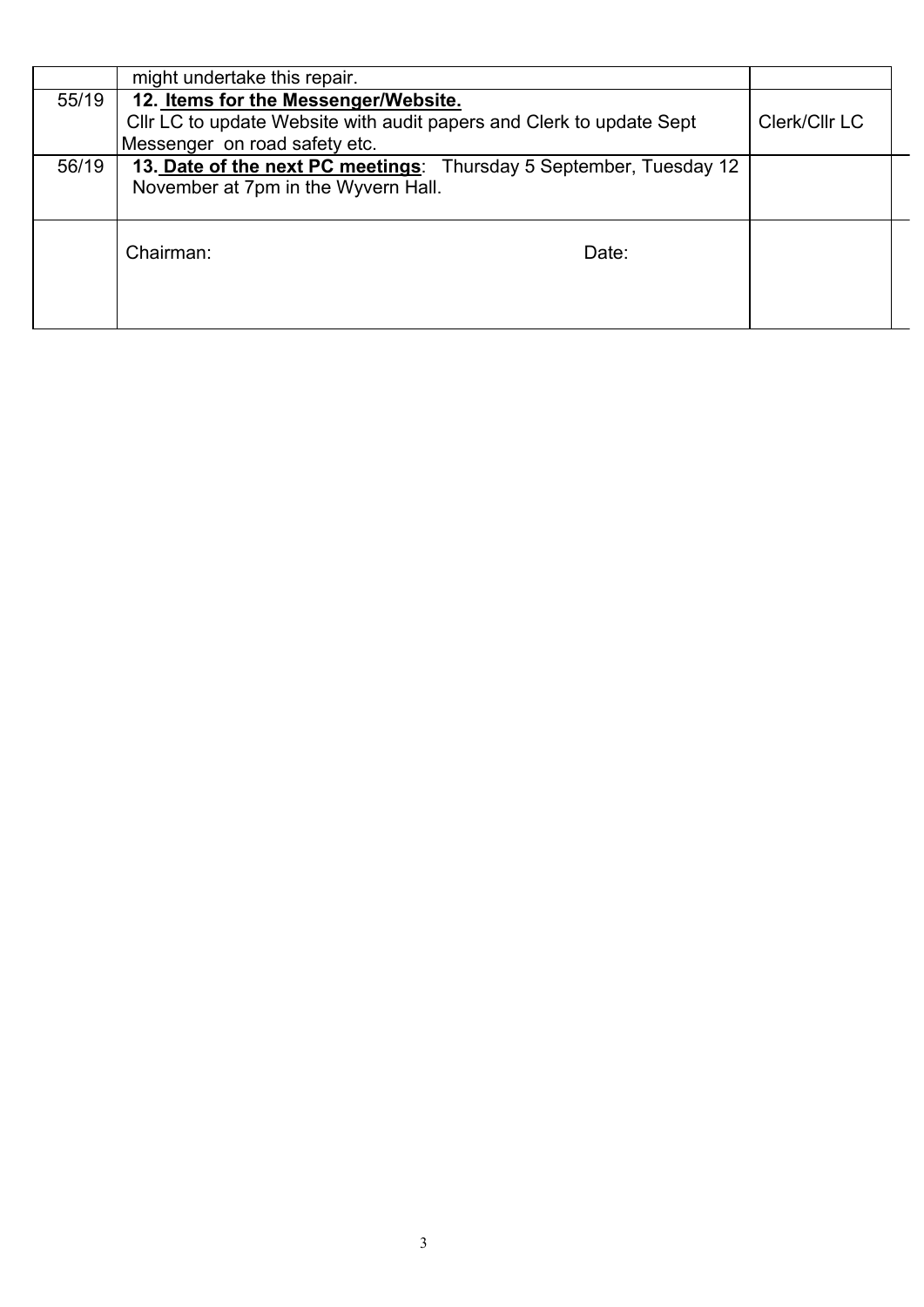| | | |
|---|---|---|
| | might undertake this repair. | |
| 55/19 | **12. <u>Items for the Messenger/Website.</u>**<br>Cllr LC to update Website with audit papers and Clerk to update Sept Messenger on road safety etc. | Clerk/Cllr LC |
| 56/19 | **13. <u>Date of the next PC meetings</u>**: Thursday 5 September, Tuesday 12 November at 7pm in the Wyvern Hall. | |
| | Chairman: Date: | |